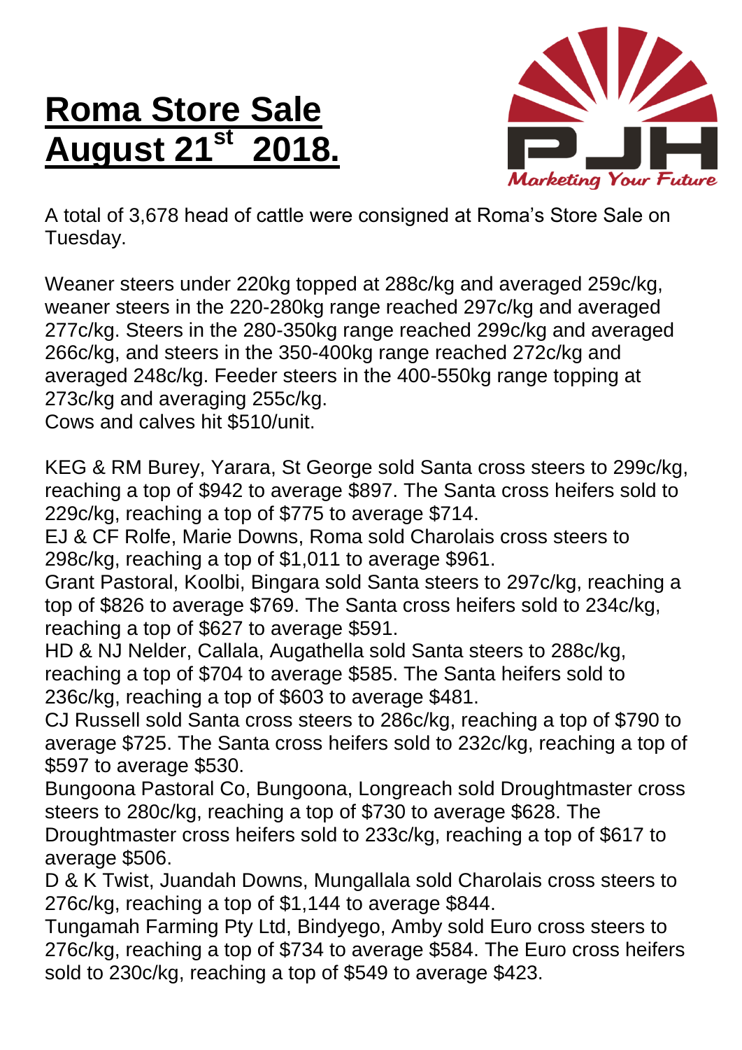# **Roma Store Sale August 21st 2018.**

A total of 3,678 head of cattle were consigned at Roma's Store Sale on Tuesday.

Weaner steers under 220kg topped at 288c/kg and averaged 259c/kg, weaner steers in the 220-280kg range reached 297c/kg and averaged 277c/kg. Steers in the 280-350kg range reached 299c/kg and averaged 266c/kg, and steers in the 350-400kg range reached 272c/kg and averaged 248c/kg. Feeder steers in the 400-550kg range topping at 273c/kg and averaging 255c/kg.
Cows and calves hit $510/unit.

KEG & RM Burey, Yarara, St George sold Santa cross steers to 299c/kg, reaching a top of $942 to average $897. The Santa cross heifers sold to 229c/kg, reaching a top of $775 to average $714.
EJ & CF Rolfe, Marie Downs, Roma sold Charolais cross steers to 298c/kg, reaching a top of $1,011 to average $961.
Grant Pastoral, Koolbi, Bingara sold Santa steers to 297c/kg, reaching a top of $826 to average $769. The Santa cross heifers sold to 234c/kg, reaching a top of $627 to average $591.
HD & NJ Nelder, Callala, Augathella sold Santa steers to 288c/kg, reaching a top of $704 to average $585. The Santa heifers sold to 236c/kg, reaching a top of $603 to average $481.
CJ Russell sold Santa cross steers to 286c/kg, reaching a top of $790 to average $725. The Santa cross heifers sold to 232c/kg, reaching a top of $597 to average $530.
Bungoona Pastoral Co, Bungoona, Longreach sold Droughtmaster cross steers to 280c/kg, reaching a top of $730 to average $628. The Droughtmaster cross heifers sold to 233c/kg, reaching a top of $617 to average $506.
D & K Twist, Juandah Downs, Mungallala sold Charolais cross steers to 276c/kg, reaching a top of $1,144 to average $844.
Tungamah Farming Pty Ltd, Bindyego, Amby sold Euro cross steers to 276c/kg, reaching a top of $734 to average $584. The Euro cross heifers sold to 230c/kg, reaching a top of $549 to average $423.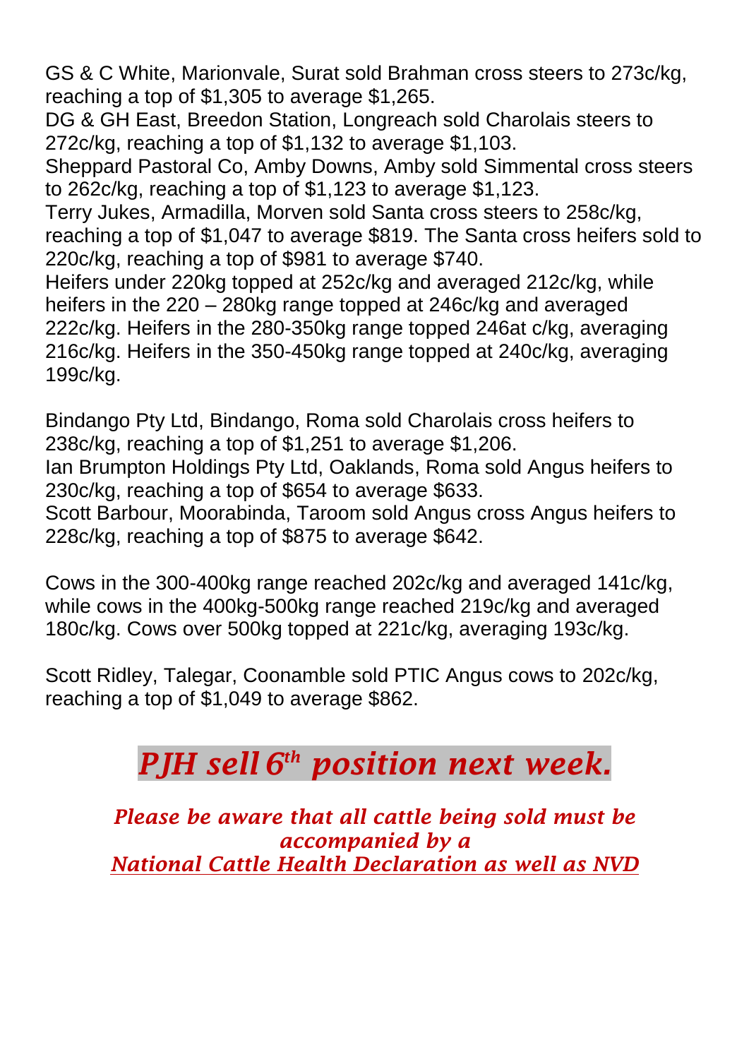GS & C White, Marionvale, Surat sold Brahman cross steers to 273c/kg, reaching a top of $1,305 to average $1,265.
DG & GH East, Breedon Station, Longreach sold Charolais steers to 272c/kg, reaching a top of $1,132 to average $1,103.
Sheppard Pastoral Co, Amby Downs, Amby sold Simmental cross steers to 262c/kg, reaching a top of $1,123 to average $1,123.
Terry Jukes, Armadilla, Morven sold Santa cross steers to 258c/kg, reaching a top of $1,047 to average $819. The Santa cross heifers sold to 220c/kg, reaching a top of $981 to average $740.
Heifers under 220kg topped at 252c/kg and averaged 212c/kg, while heifers in the 220 – 280kg range topped at 246c/kg and averaged 222c/kg. Heifers in the 280-350kg range topped 246at c/kg, averaging 216c/kg. Heifers in the 350-450kg range topped at 240c/kg, averaging 199c/kg.

Bindango Pty Ltd, Bindango, Roma sold Charolais cross heifers to 238c/kg, reaching a top of $1,251 to average $1,206.
Ian Brumpton Holdings Pty Ltd, Oaklands, Roma sold Angus heifers to 230c/kg, reaching a top of $654 to average $633.
Scott Barbour, Moorabinda, Taroom sold Angus cross Angus heifers to 228c/kg, reaching a top of $875 to average $642.

Cows in the 300-400kg range reached 202c/kg and averaged 141c/kg, while cows in the 400kg-500kg range reached 219c/kg and averaged 180c/kg. Cows over 500kg topped at 221c/kg, averaging 193c/kg.

Scott Ridley, Talegar, Coonamble sold PTIC Angus cows to 202c/kg, reaching a top of $1,049 to average $862.

# ***PJH sell 6th position next week.***

***Please be aware that all cattle being sold must be accompanied by a National Cattle Health Declaration as well as NVD***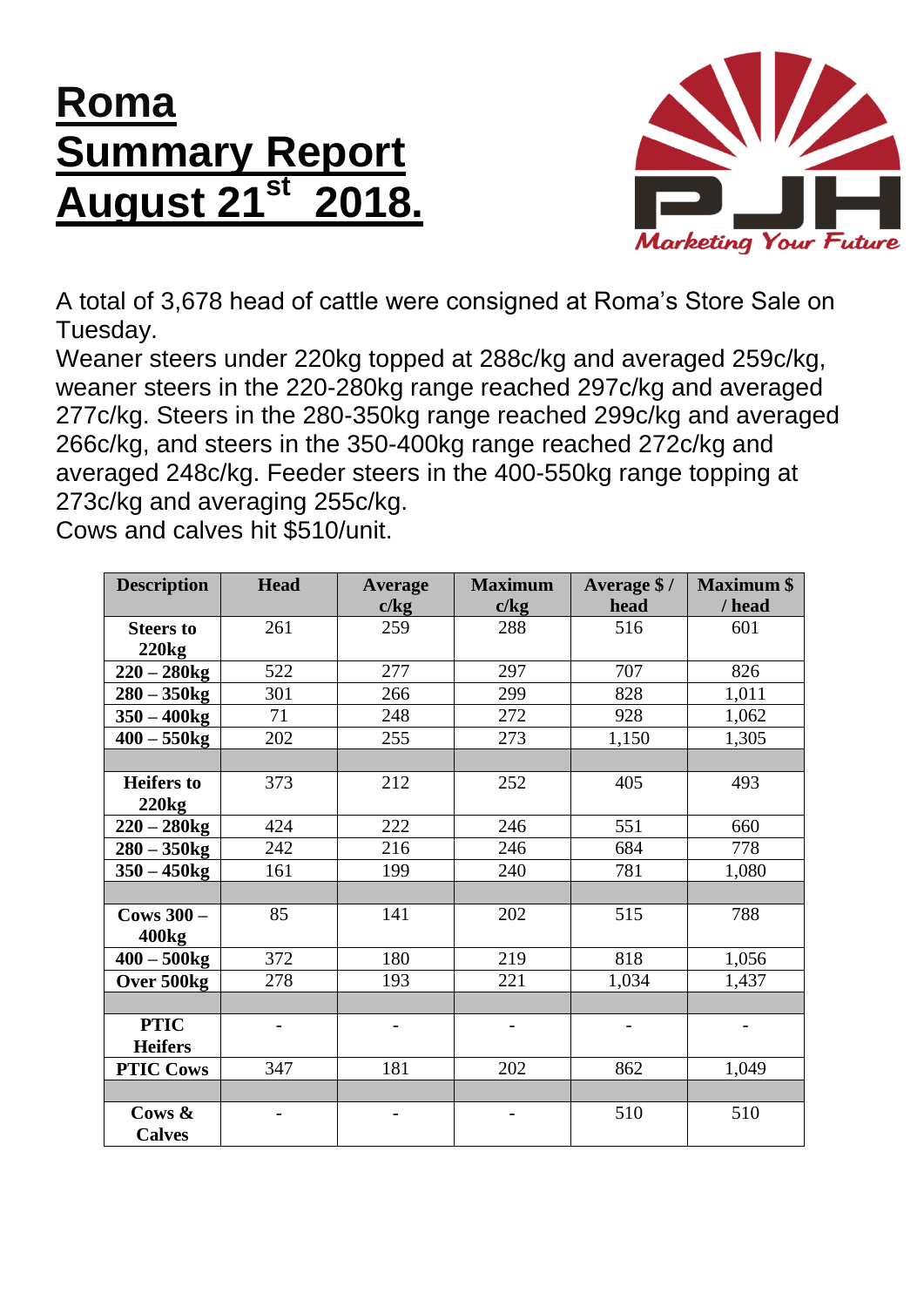# Roma Summary Report August 21st 2018.

PJH
Marketing Your Future

A total of 3,678 head of cattle were consigned at Roma's Store Sale on Tuesday.

Weaner steers under 220kg topped at 288c/kg and averaged 259c/kg, weaner steers in the 220-280kg range reached 297c/kg and averaged 277c/kg. Steers in the 280-350kg range reached 299c/kg and averaged 266c/kg, and steers in the 350-400kg range reached 272c/kg and averaged 248c/kg. Feeder steers in the 400-550kg range topping at 273c/kg and averaging 255c/kg.

Cows and calves hit $510/unit.

| Description | Head | Average c/kg | Maximum c/kg | Average $ / head | Maximum $ / head |
|---|---|---|---|---|---|
| Steers to 220kg | 261 | 259 | 288 | 516 | 601 |
| 220 – 280kg | 522 | 277 | 297 | 707 | 826 |
| 280 – 350kg | 301 | 266 | 299 | 828 | 1,011 |
| 350 – 400kg | 71 | 248 | 272 | 928 | 1,062 |
| 400 – 550kg | 202 | 255 | 273 | 1,150 | 1,305 |
| | | | | | |
| Heifers to 220kg | 373 | 212 | 252 | 405 | 493 |
| 220 – 280kg | 424 | 222 | 246 | 551 | 660 |
| 280 – 350kg | 242 | 216 | 246 | 684 | 778 |
| 350 – 450kg | 161 | 199 | 240 | 781 | 1,080 |
| | | | | | |
| Cows 300 – 400kg | 85 | 141 | 202 | 515 | 788 |
| 400 – 500kg | 372 | 180 | 219 | 818 | 1,056 |
| Over 500kg | 278 | 193 | 221 | 1,034 | 1,437 |
| | | | | | |
| PTIC Heifers | - | - | - | - | - |
| PTIC Cows | 347 | 181 | 202 | 862 | 1,049 |
| | | | | | |
| Cows & Calves | - | - | - | 510 | 510 |